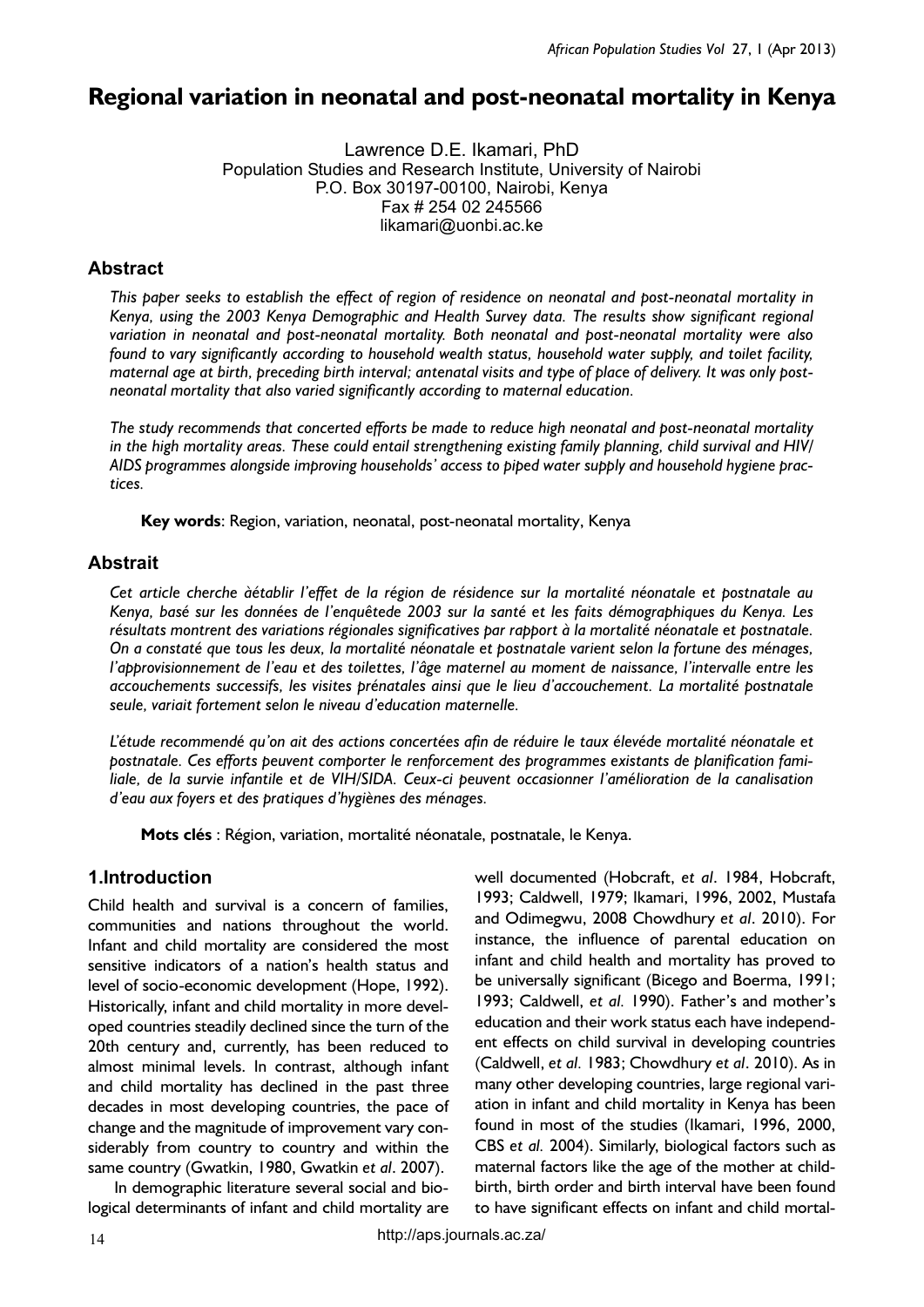# Regional variation in neonatal and post-neonatal mortality in Kenya

Lawrence D.E. Ikamari, PhD
Population Studies and Research Institute, University of Nairobi
P.O. Box 30197-00100, Nairobi, Kenya
Fax # 254 02 245566
likamari@uonbi.ac.ke

## Abstract

*This paper seeks to establish the effect of region of residence on neonatal and post-neonatal mortality in Kenya, using the 2003 Kenya Demographic and Health Survey data. The results show significant regional variation in neonatal and post-neonatal mortality. Both neonatal and post-neonatal mortality were also found to vary significantly according to household wealth status, household water supply, and toilet facility, maternal age at birth, preceding birth interval; antenatal visits and type of place of delivery. It was only post-neonatal mortality that also varied significantly according to maternal education.*

*The study recommends that concerted efforts be made to reduce high neonatal and post-neonatal mortality in the high mortality areas. These could entail strengthening existing family planning, child survival and HIV/AIDS programmes alongside improving households' access to piped water supply and household hygiene practices.*

**Key words**: Region, variation, neonatal, post-neonatal mortality, Kenya

## Abstrait

*Cet article cherche àétablir l'effet de la région de résidence sur la mortalité néonatale et postnatale au Kenya, basé sur les données de l'enquêtede 2003 sur la santé et les faits démographiques du Kenya. Les résultats montrent des variations régionales significatives par rapport à la mortalité néonatale et postnatale. On a constaté que tous les deux, la mortalité néonatale et postnatale varient selon la fortune des ménages, l'approvisionnement de l'eau et des toilettes, l'âge maternel au moment de naissance, l'intervalle entre les accouchements successifs, les visites prénatales ainsi que le lieu d'accouchement. La mortalité postnatale seule, variait fortement selon le niveau d'education maternelle.*

*L'étude recommendé qu'on ait des actions concertées afin de réduire le taux élevéde mortalité néonatale et postnatale. Ces efforts peuvent comporter le renforcement des programmes existants de planification familiale, de la survie infantile et de VIH/SIDA. Ceux-ci peuvent occasionner l'amélioration de la canalisation d'eau aux foyers et des pratiques d'hygiènes des ménages.*

**Mots clés** : Région, variation, mortalité néonatale, postnatale, le Kenya.

## 1.Introduction

Child health and survival is a concern of families, communities and nations throughout the world. Infant and child mortality are considered the most sensitive indicators of a nation's health status and level of socio-economic development (Hope, 1992). Historically, infant and child mortality in more developed countries steadily declined since the turn of the 20th century and, currently, has been reduced to almost minimal levels. In contrast, although infant and child mortality has declined in the past three decades in most developing countries, the pace of change and the magnitude of improvement vary considerably from country to country and within the same country (Gwatkin, 1980, Gwatkin *et al*. 2007).

In demographic literature several social and biological determinants of infant and child mortality are well documented (Hobcraft, *et al*. 1984, Hobcraft, 1993; Caldwell, 1979; Ikamari, 1996, 2002, Mustafa and Odimegwu, 2008 Chowdhury *et al*. 2010). For instance, the influence of parental education on infant and child health and mortality has proved to be universally significant (Bicego and Boerma, 1991; 1993; Caldwell, *et al.* 1990). Father's and mother's education and their work status each have independent effects on child survival in developing countries (Caldwell, *et al.* 1983; Chowdhury *et al*. 2010). As in many other developing countries, large regional variation in infant and child mortality in Kenya has been found in most of the studies (Ikamari, 1996, 2000, CBS *et al.* 2004). Similarly, biological factors such as maternal factors like the age of the mother at childbirth, birth order and birth interval have been found to have significant effects on infant and child mortal-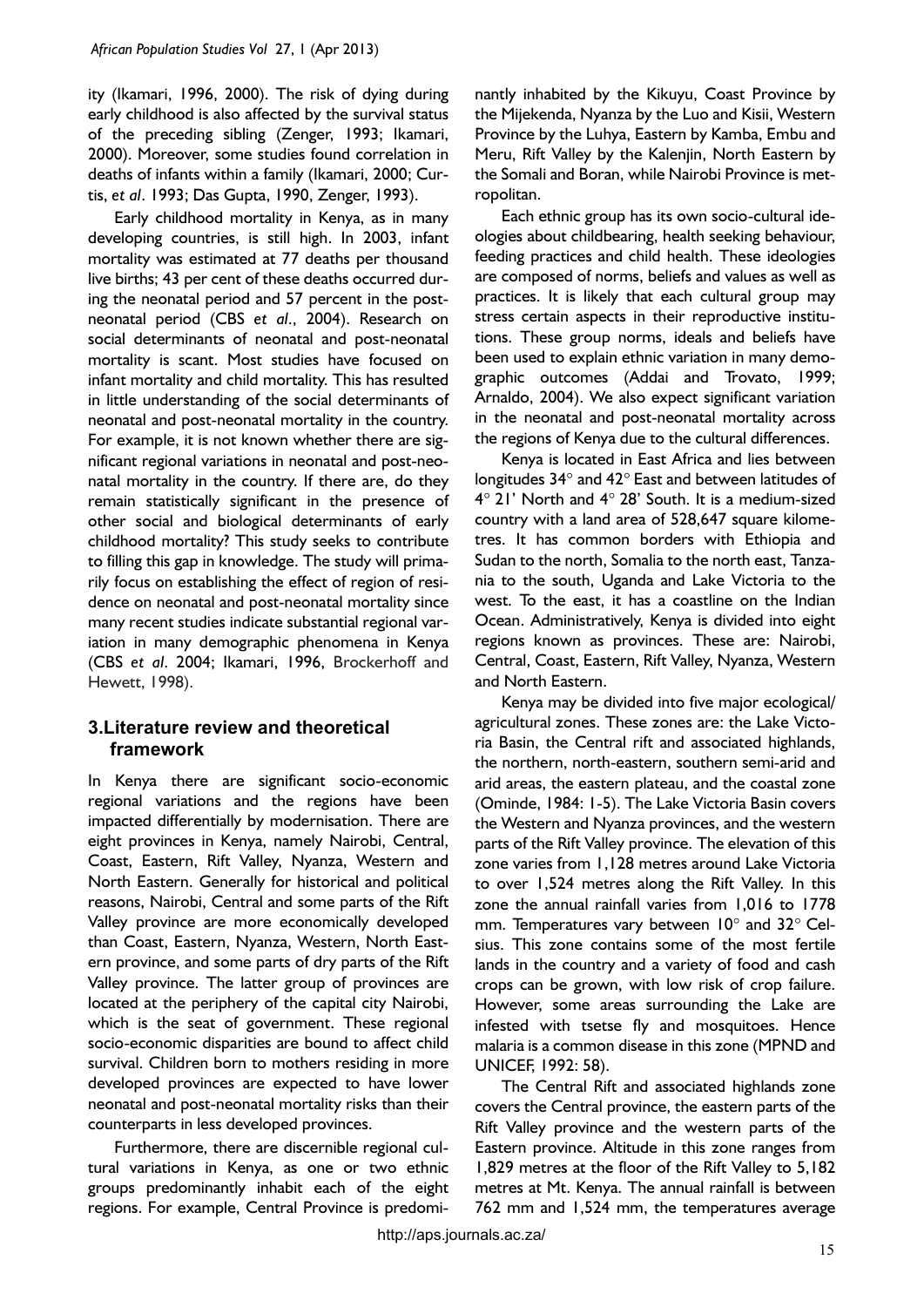ity (Ikamari, 1996, 2000). The risk of dying during early childhood is also affected by the survival status of the preceding sibling (Zenger, 1993; Ikamari, 2000). Moreover, some studies found correlation in deaths of infants within a family (Ikamari, 2000; Curtis, *et al*. 1993; Das Gupta, 1990, Zenger, 1993).

Early childhood mortality in Kenya, as in many developing countries, is still high. In 2003, infant mortality was estimated at 77 deaths per thousand live births; 43 per cent of these deaths occurred during the neonatal period and 57 percent in the post-neonatal period (CBS *et al*., 2004). Research on social determinants of neonatal and post-neonatal mortality is scant. Most studies have focused on infant mortality and child mortality. This has resulted in little understanding of the social determinants of neonatal and post-neonatal mortality in the country. For example, it is not known whether there are significant regional variations in neonatal and post-neonatal mortality in the country. If there are, do they remain statistically significant in the presence of other social and biological determinants of early childhood mortality? This study seeks to contribute to filling this gap in knowledge. The study will primarily focus on establishing the effect of region of residence on neonatal and post-neonatal mortality since many recent studies indicate substantial regional variation in many demographic phenomena in Kenya (CBS *et al*. 2004; Ikamari, 1996, Brockerhoff and Hewett, 1998).

## 3.Literature review and theoretical framework

In Kenya there are significant socio-economic regional variations and the regions have been impacted differentially by modernisation. There are eight provinces in Kenya, namely Nairobi, Central, Coast, Eastern, Rift Valley, Nyanza, Western and North Eastern. Generally for historical and political reasons, Nairobi, Central and some parts of the Rift Valley province are more economically developed than Coast, Eastern, Nyanza, Western, North Eastern province, and some parts of dry parts of the Rift Valley province. The latter group of provinces are located at the periphery of the capital city Nairobi, which is the seat of government. These regional socio-economic disparities are bound to affect child survival. Children born to mothers residing in more developed provinces are expected to have lower neonatal and post-neonatal mortality risks than their counterparts in less developed provinces.

Furthermore, there are discernible regional cultural variations in Kenya, as one or two ethnic groups predominantly inhabit each of the eight regions. For example, Central Province is predominantly inhabited by the Kikuyu, Coast Province by the Mijekenda, Nyanza by the Luo and Kisii, Western Province by the Luhya, Eastern by Kamba, Embu and Meru, Rift Valley by the Kalenjin, North Eastern by the Somali and Boran, while Nairobi Province is metropolitan.

Each ethnic group has its own socio-cultural ideologies about childbearing, health seeking behaviour, feeding practices and child health. These ideologies are composed of norms, beliefs and values as well as practices. It is likely that each cultural group may stress certain aspects in their reproductive institutions. These group norms, ideals and beliefs have been used to explain ethnic variation in many demographic outcomes (Addai and Trovato, 1999; Arnaldo, 2004). We also expect significant variation in the neonatal and post-neonatal mortality across the regions of Kenya due to the cultural differences.

Kenya is located in East Africa and lies between longitudes 34° and 42° East and between latitudes of 4° 21' North and 4° 28' South. It is a medium-sized country with a land area of 528,647 square kilometres. It has common borders with Ethiopia and Sudan to the north, Somalia to the north east, Tanzania to the south, Uganda and Lake Victoria to the west. To the east, it has a coastline on the Indian Ocean. Administratively, Kenya is divided into eight regions known as provinces. These are: Nairobi, Central, Coast, Eastern, Rift Valley, Nyanza, Western and North Eastern.

Kenya may be divided into five major ecological/agricultural zones. These zones are: the Lake Victoria Basin, the Central rift and associated highlands, the northern, north-eastern, southern semi-arid and arid areas, the eastern plateau, and the coastal zone (Ominde, 1984: 1-5). The Lake Victoria Basin covers the Western and Nyanza provinces, and the western parts of the Rift Valley province. The elevation of this zone varies from 1,128 metres around Lake Victoria to over 1,524 metres along the Rift Valley. In this zone the annual rainfall varies from 1,016 to 1778 mm. Temperatures vary between 10° and 32° Celsius. This zone contains some of the most fertile lands in the country and a variety of food and cash crops can be grown, with low risk of crop failure. However, some areas surrounding the Lake are infested with tsetse fly and mosquitoes. Hence malaria is a common disease in this zone (MPND and UNICEF, 1992: 58).

The Central Rift and associated highlands zone covers the Central province, the eastern parts of the Rift Valley province and the western parts of the Eastern province. Altitude in this zone ranges from 1,829 metres at the floor of the Rift Valley to 5,182 metres at Mt. Kenya. The annual rainfall is between 762 mm and 1,524 mm, the temperatures average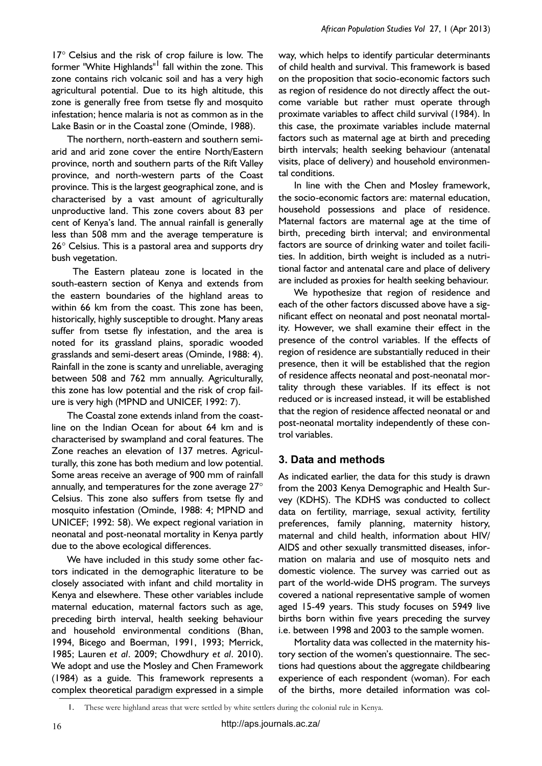17° Celsius and the risk of crop failure is low. The former "White Highlands"[1] fall within the zone. This zone contains rich volcanic soil and has a very high agricultural potential. Due to its high altitude, this zone is generally free from tsetse fly and mosquito infestation; hence malaria is not as common as in the Lake Basin or in the Coastal zone (Ominde, 1988).

The northern, north-eastern and southern semi-arid and arid zone cover the entire North/Eastern province, north and southern parts of the Rift Valley province, and north-western parts of the Coast province. This is the largest geographical zone, and is characterised by a vast amount of agriculturally unproductive land. This zone covers about 83 per cent of Kenya's land. The annual rainfall is generally less than 508 mm and the average temperature is 26° Celsius. This is a pastoral area and supports dry bush vegetation.

The Eastern plateau zone is located in the south-eastern section of Kenya and extends from the eastern boundaries of the highland areas to within 66 km from the coast. This zone has been, historically, highly susceptible to drought. Many areas suffer from tsetse fly infestation, and the area is noted for its grassland plains, sporadic wooded grasslands and semi-desert areas (Ominde, 1988: 4). Rainfall in the zone is scanty and unreliable, averaging between 508 and 762 mm annually. Agriculturally, this zone has low potential and the risk of crop failure is very high (MPND and UNICEF, 1992: 7).

The Coastal zone extends inland from the coastline on the Indian Ocean for about 64 km and is characterised by swampland and coral features. The Zone reaches an elevation of 137 metres. Agriculturally, this zone has both medium and low potential. Some areas receive an average of 900 mm of rainfall annually, and temperatures for the zone average 27° Celsius. This zone also suffers from tsetse fly and mosquito infestation (Ominde, 1988: 4; MPND and UNICEF; 1992: 58). We expect regional variation in neonatal and post-neonatal mortality in Kenya partly due to the above ecological differences.

We have included in this study some other factors indicated in the demographic literature to be closely associated with infant and child mortality in Kenya and elsewhere. These other variables include maternal education, maternal factors such as age, preceding birth interval, health seeking behaviour and household environmental conditions (Bhan, 1994, Bicego and Boerman, 1991, 1993; Merrick, 1985; Lauren *et al*. 2009; Chowdhury *et al*. 2010). We adopt and use the Mosley and Chen Framework (1984) as a guide. This framework represents a complex theoretical paradigm expressed in a simple way, which helps to identify particular determinants of child health and survival. This framework is based on the proposition that socio-economic factors such as region of residence do not directly affect the outcome variable but rather must operate through proximate variables to affect child survival (1984). In this case, the proximate variables include maternal factors such as maternal age at birth and preceding birth intervals; health seeking behaviour (antenatal visits, place of delivery) and household environmental conditions.

In line with the Chen and Mosley framework, the socio-economic factors are: maternal education, household possessions and place of residence. Maternal factors are maternal age at the time of birth, preceding birth interval; and environmental factors are source of drinking water and toilet facilities. In addition, birth weight is included as a nutritional factor and antenatal care and place of delivery are included as proxies for health seeking behaviour.

We hypothesize that region of residence and each of the other factors discussed above have a significant effect on neonatal and post neonatal mortality. However, we shall examine their effect in the presence of the control variables. If the effects of region of residence are substantially reduced in their presence, then it will be established that the region of residence affects neonatal and post-neonatal mortality through these variables. If its effect is not reduced or is increased instead, it will be established that the region of residence affected neonatal or and post-neonatal mortality independently of these control variables.

## 3. Data and methods

As indicated earlier, the data for this study is drawn from the 2003 Kenya Demographic and Health Survey (KDHS). The KDHS was conducted to collect data on fertility, marriage, sexual activity, fertility preferences, family planning, maternity history, maternal and child health, information about HIV/AIDS and other sexually transmitted diseases, information on malaria and use of mosquito nets and domestic violence. The survey was carried out as part of the world-wide DHS program. The surveys covered a national representative sample of women aged 15-49 years. This study focuses on 5949 live births born within five years preceding the survey i.e. between 1998 and 2003 to the sample women.

Mortality data was collected in the maternity history section of the women's questionnaire. The sections had questions about the aggregate childbearing experience of each respondent (woman). For each of the births, more detailed information was col-

1. These were highland areas that were settled by white settlers during the colonial rule in Kenya.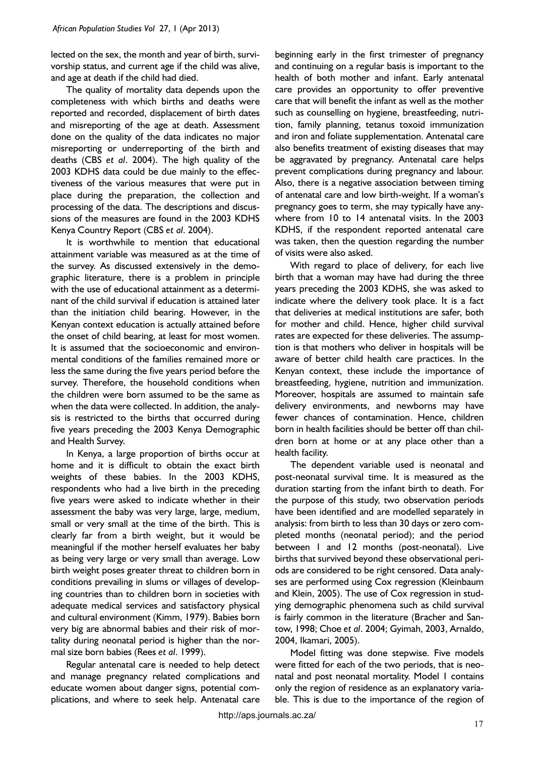lected on the sex, the month and year of birth, survivorship status, and current age if the child was alive, and age at death if the child had died.

The quality of mortality data depends upon the completeness with which births and deaths were reported and recorded, displacement of birth dates and misreporting of the age at death. Assessment done on the quality of the data indicates no major misreporting or underreporting of the birth and deaths (CBS *et al*. 2004). The high quality of the 2003 KDHS data could be due mainly to the effectiveness of the various measures that were put in place during the preparation, the collection and processing of the data. The descriptions and discussions of the measures are found in the 2003 KDHS Kenya Country Report (CBS *et al*. 2004).

It is worthwhile to mention that educational attainment variable was measured as at the time of the survey. As discussed extensively in the demographic literature, there is a problem in principle with the use of educational attainment as a determinant of the child survival if education is attained later than the initiation child bearing. However, in the Kenyan context education is actually attained before the onset of child bearing, at least for most women. It is assumed that the socioeconomic and environmental conditions of the families remained more or less the same during the five years period before the survey. Therefore, the household conditions when the children were born assumed to be the same as when the data were collected. In addition, the analysis is restricted to the births that occurred during five years preceding the 2003 Kenya Demographic and Health Survey.

In Kenya, a large proportion of births occur at home and it is difficult to obtain the exact birth weights of these babies. In the 2003 KDHS, respondents who had a live birth in the preceding five years were asked to indicate whether in their assessment the baby was very large, large, medium, small or very small at the time of the birth. This is clearly far from a birth weight, but it would be meaningful if the mother herself evaluates her baby as being very large or very small than average. Low birth weight poses greater threat to children born in conditions prevailing in slums or villages of developing countries than to children born in societies with adequate medical services and satisfactory physical and cultural environment (Kimm, 1979). Babies born very big are abnormal babies and their risk of mortality during neonatal period is higher than the normal size born babies (Rees *et al*. 1999).

Regular antenatal care is needed to help detect and manage pregnancy related complications and educate women about danger signs, potential complications, and where to seek help. Antenatal care beginning early in the first trimester of pregnancy and continuing on a regular basis is important to the health of both mother and infant. Early antenatal care provides an opportunity to offer preventive care that will benefit the infant as well as the mother such as counselling on hygiene, breastfeeding, nutrition, family planning, tetanus toxoid immunization and iron and foliate supplementation. Antenatal care also benefits treatment of existing diseases that may be aggravated by pregnancy. Antenatal care helps prevent complications during pregnancy and labour. Also, there is a negative association between timing of antenatal care and low birth-weight. If a woman's pregnancy goes to term, she may typically have anywhere from 10 to 14 antenatal visits. In the 2003 KDHS, if the respondent reported antenatal care was taken, then the question regarding the number of visits were also asked.

With regard to place of delivery, for each live birth that a woman may have had during the three years preceding the 2003 KDHS, she was asked to indicate where the delivery took place. It is a fact that deliveries at medical institutions are safer, both for mother and child. Hence, higher child survival rates are expected for these deliveries. The assumption is that mothers who deliver in hospitals will be aware of better child health care practices. In the Kenyan context, these include the importance of breastfeeding, hygiene, nutrition and immunization. Moreover, hospitals are assumed to maintain safe delivery environments, and newborns may have fewer chances of contamination. Hence, children born in health facilities should be better off than children born at home or at any place other than a health facility.

The dependent variable used is neonatal and post-neonatal survival time. It is measured as the duration starting from the infant birth to death. For the purpose of this study, two observation periods have been identified and are modelled separately in analysis: from birth to less than 30 days or zero completed months (neonatal period); and the period between 1 and 12 months (post-neonatal). Live births that survived beyond these observational periods are considered to be right censored. Data analyses are performed using Cox regression (Kleinbaum and Klein, 2005). The use of Cox regression in studying demographic phenomena such as child survival is fairly common in the literature (Bracher and Santow, 1998; Choe *et al*. 2004; Gyimah, 2003, Arnaldo, 2004, Ikamari, 2005).

Model fitting was done stepwise. Five models were fitted for each of the two periods, that is neonatal and post neonatal mortality. Model 1 contains only the region of residence as an explanatory variable. This is due to the importance of the region of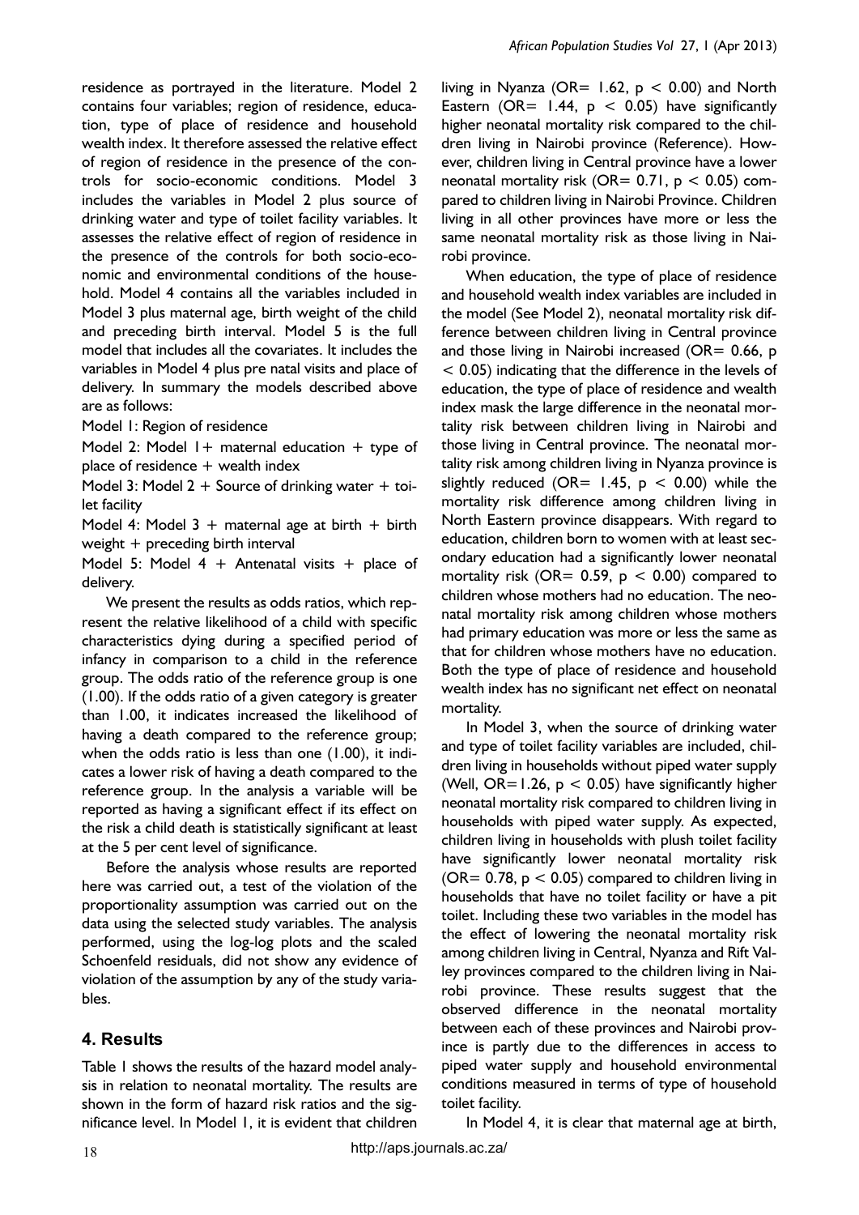residence as portrayed in the literature. Model 2 contains four variables; region of residence, education, type of place of residence and household wealth index. It therefore assessed the relative effect of region of residence in the presence of the controls for socio-economic conditions. Model 3 includes the variables in Model 2 plus source of drinking water and type of toilet facility variables. It assesses the relative effect of region of residence in the presence of the controls for both socio-economic and environmental conditions of the household. Model 4 contains all the variables included in Model 3 plus maternal age, birth weight of the child and preceding birth interval. Model 5 is the full model that includes all the covariates. It includes the variables in Model 4 plus pre natal visits and place of delivery. In summary the models described above are as follows:

Model 1: Region of residence

Model 2: Model 1+ maternal education + type of place of residence + wealth index

Model 3: Model 2 + Source of drinking water + toilet facility

Model 4: Model 3 + maternal age at birth + birth weight + preceding birth interval

Model 5: Model 4 + Antenatal visits + place of delivery.

We present the results as odds ratios, which represent the relative likelihood of a child with specific characteristics dying during a specified period of infancy in comparison to a child in the reference group. The odds ratio of the reference group is one (1.00). If the odds ratio of a given category is greater than 1.00, it indicates increased the likelihood of having a death compared to the reference group; when the odds ratio is less than one (1.00), it indicates a lower risk of having a death compared to the reference group. In the analysis a variable will be reported as having a significant effect if its effect on the risk a child death is statistically significant at least at the 5 per cent level of significance.

Before the analysis whose results are reported here was carried out, a test of the violation of the proportionality assumption was carried out on the data using the selected study variables. The analysis performed, using the log-log plots and the scaled Schoenfeld residuals, did not show any evidence of violation of the assumption by any of the study variables.

## 4. Results

Table 1 shows the results of the hazard model analysis in relation to neonatal mortality. The results are shown in the form of hazard risk ratios and the significance level. In Model 1, it is evident that children living in Nyanza (OR= 1.62, $p < 0.00$) and North Eastern (OR= 1.44, $p < 0.05$) have significantly higher neonatal mortality risk compared to the children living in Nairobi province (Reference). However, children living in Central province have a lower neonatal mortality risk (OR= 0.71, $p < 0.05$) compared to children living in Nairobi Province. Children living in all other provinces have more or less the same neonatal mortality risk as those living in Nairobi province.

When education, the type of place of residence and household wealth index variables are included in the model (See Model 2), neonatal mortality risk difference between children living in Central province and those living in Nairobi increased (OR= 0.66, $p < 0.05$) indicating that the difference in the levels of education, the type of place of residence and wealth index mask the large difference in the neonatal mortality risk between children living in Nairobi and those living in Central province. The neonatal mortality risk among children living in Nyanza province is slightly reduced (OR= 1.45, $p < 0.00$) while the mortality risk difference among children living in North Eastern province disappears. With regard to education, children born to women with at least secondary education had a significantly lower neonatal mortality risk (OR= 0.59, $p < 0.00$) compared to children whose mothers had no education. The neonatal mortality risk among children whose mothers had primary education was more or less the same as that for children whose mothers have no education. Both the type of place of residence and household wealth index has no significant net effect on neonatal mortality.

In Model 3, when the source of drinking water and type of toilet facility variables are included, children living in households without piped water supply (Well, OR=1.26, $p < 0.05$) have significantly higher neonatal mortality risk compared to children living in households with piped water supply. As expected, children living in households with plush toilet facility have significantly lower neonatal mortality risk (OR= 0.78, $p < 0.05$) compared to children living in households that have no toilet facility or have a pit toilet. Including these two variables in the model has the effect of lowering the neonatal mortality risk among children living in Central, Nyanza and Rift Valley provinces compared to the children living in Nairobi province. These results suggest that the observed difference in the neonatal mortality between each of these provinces and Nairobi province is partly due to the differences in access to piped water supply and household environmental conditions measured in terms of type of household toilet facility.

In Model 4, it is clear that maternal age at birth,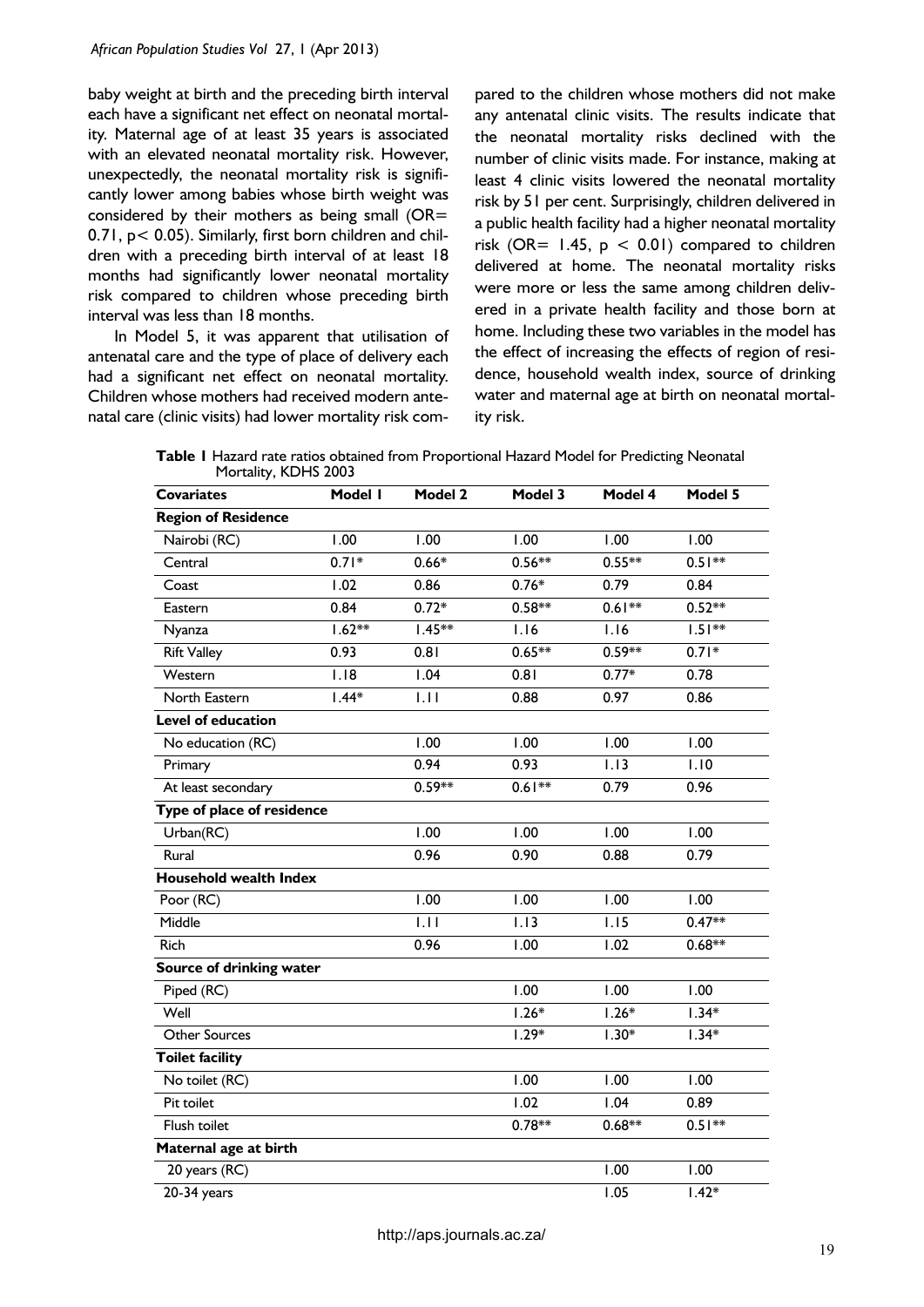baby weight at birth and the preceding birth interval each have a significant net effect on neonatal mortality. Maternal age of at least 35 years is associated with an elevated neonatal mortality risk. However, unexpectedly, the neonatal mortality risk is significantly lower among babies whose birth weight was considered by their mothers as being small (OR= 0.71, $p < 0.05$). Similarly, first born children and children with a preceding birth interval of at least 18 months had significantly lower neonatal mortality risk compared to children whose preceding birth interval was less than 18 months.

In Model 5, it was apparent that utilisation of antenatal care and the type of place of delivery each had a significant net effect on neonatal mortality. Children whose mothers had received modern antenatal care (clinic visits) had lower mortality risk compared to the children whose mothers did not make any antenatal clinic visits. The results indicate that the neonatal mortality risks declined with the number of clinic visits made. For instance, making at least 4 clinic visits lowered the neonatal mortality risk by 51 per cent. Surprisingly, children delivered in a public health facility had a higher neonatal mortality risk (OR= 1.45, $p < 0.01$) compared to children delivered at home. The neonatal mortality risks were more or less the same among children delivered in a private health facility and those born at home. Including these two variables in the model has the effect of increasing the effects of region of residence, household wealth index, source of drinking water and maternal age at birth on neonatal mortality risk.

**Table 1** Hazard rate ratios obtained from Proportional Hazard Model for Predicting Neonatal Mortality, KDHS 2003

| Covariates | Model 1 | Model 2 | Model 3 | Model 4 | Model 5 |
|---|---|---|---|---|---|
| **Region of Residence** | | | | | |
| Nairobi (RC) | 1.00 | 1.00 | 1.00 | 1.00 | 1.00 |
| Central | 0.71* | 0.66* | 0.56** | 0.55** | 0.51** |
| Coast | 1.02 | 0.86 | 0.76* | 0.79 | 0.84 |
| Eastern | 0.84 | 0.72* | 0.58** | 0.61** | 0.52** |
| Nyanza | 1.62** | 1.45** | 1.16 | 1.16 | 1.51** |
| Rift Valley | 0.93 | 0.81 | 0.65** | 0.59** | 0.71* |
| Western | 1.18 | 1.04 | 0.81 | 0.77* | 0.78 |
| North Eastern | 1.44* | 1.11 | 0.88 | 0.97 | 0.86 |
| **Level of education** | | | | | |
| No education (RC) | | 1.00 | 1.00 | 1.00 | 1.00 |
| Primary | | 0.94 | 0.93 | 1.13 | 1.10 |
| At least secondary | | 0.59** | 0.61** | 0.79 | 0.96 |
| **Type of place of residence** | | | | | |
| Urban(RC) | | 1.00 | 1.00 | 1.00 | 1.00 |
| Rural | | 0.96 | 0.90 | 0.88 | 0.79 |
| **Household wealth Index** | | | | | |
| Poor (RC) | | 1.00 | 1.00 | 1.00 | 1.00 |
| Middle | | 1.11 | 1.13 | 1.15 | 0.47** |
| Rich | | 0.96 | 1.00 | 1.02 | 0.68** |
| **Source of drinking water** | | | | | |
| Piped (RC) | | | 1.00 | 1.00 | 1.00 |
| Well | | | 1.26* | 1.26* | 1.34* |
| Other Sources | | | 1.29* | 1.30* | 1.34* |
| **Toilet facility** | | | | | |
| No toilet (RC) | | | 1.00 | 1.00 | 1.00 |
| Pit toilet | | | 1.02 | 1.04 | 0.89 |
| Flush toilet | | | 0.78** | 0.68** | 0.51** |
| **Maternal age at birth** | | | | | |
| 20 years (RC) | | | | 1.00 | 1.00 |
| 20-34 years | | | | 1.05 | 1.42* |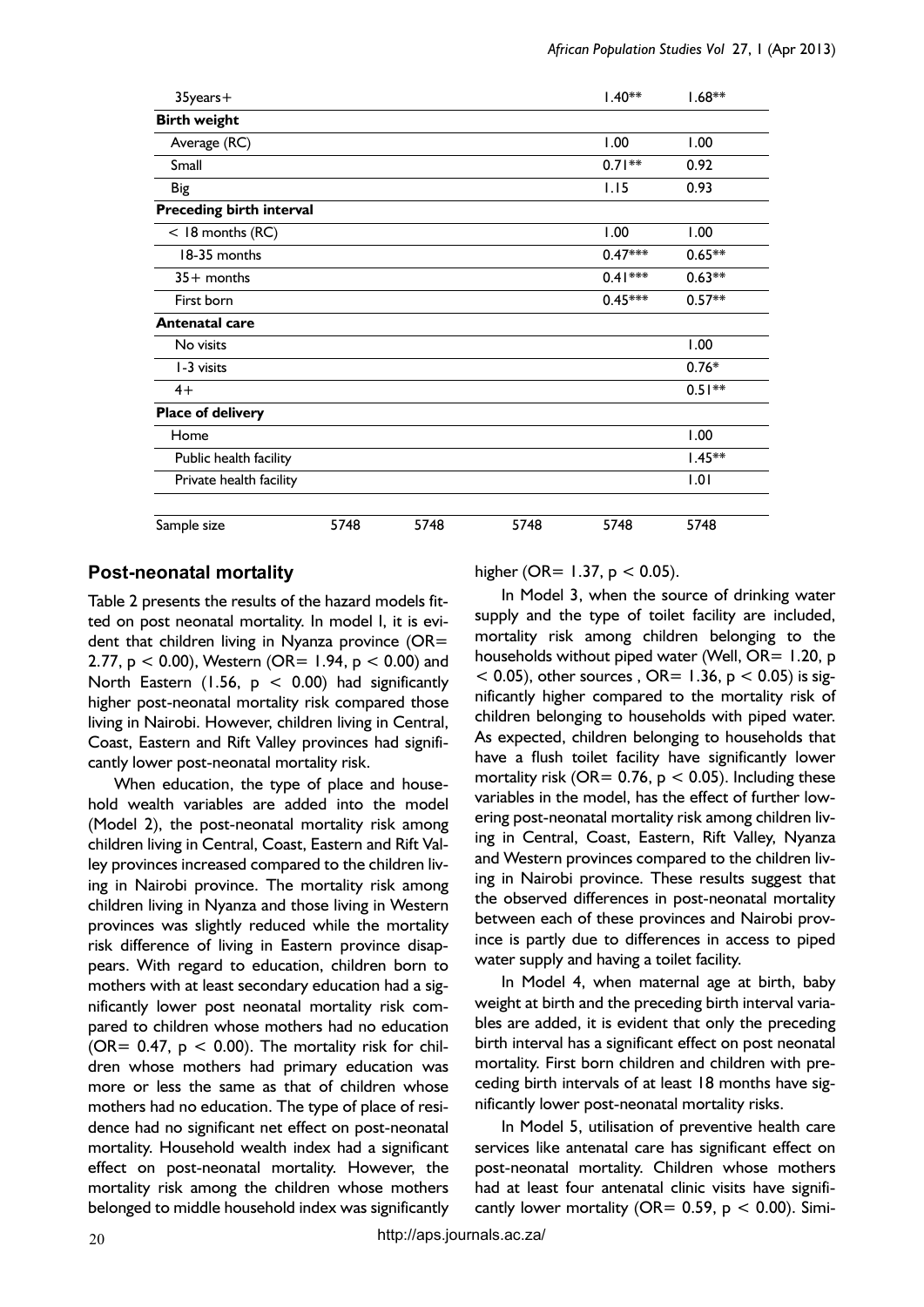| | | | | | |
|---|---|---|---|---|---|
| 35years+ | | | | 1.40** | 1.68** |
| **Birth weight** | | | | | |
| Average (RC) | | | | 1.00 | 1.00 |
| Small | | | | 0.71** | 0.92 |
| Big | | | | 1.15 | 0.93 |
| **Preceding birth interval** | | | | | |
| < 18 months (RC) | | | | 1.00 | 1.00 |
| 18-35 months | | | | 0.47*** | 0.65** |
| 35+ months | | | | 0.41*** | 0.63** |
| First born | | | | 0.45*** | 0.57** |
| **Antenatal care** | | | | | |
| No visits | | | | | 1.00 |
| 1-3 visits | | | | | 0.76* |
| 4+ | | | | | 0.51** |
| **Place of delivery** | | | | | |
| Home | | | | | 1.00 |
| Public health facility | | | | | 1.45** |
| Private health facility | | | | | 1.01 |
| Sample size | 5748 | 5748 | 5748 | 5748 | 5748 |

## Post-neonatal mortality

Table 2 presents the results of the hazard models fitted on post neonatal mortality. In model I, it is evident that children living in Nyanza province (OR= 2.77, $p < 0.00$), Western (OR= 1.94, $p < 0.00$) and North Eastern (1.56, $p < 0.00$) had significantly higher post-neonatal mortality risk compared those living in Nairobi. However, children living in Central, Coast, Eastern and Rift Valley provinces had significantly lower post-neonatal mortality risk.

When education, the type of place and household wealth variables are added into the model (Model 2), the post-neonatal mortality risk among children living in Central, Coast, Eastern and Rift Valley provinces increased compared to the children living in Nairobi province. The mortality risk among children living in Nyanza and those living in Western provinces was slightly reduced while the mortality risk difference of living in Eastern province disappears. With regard to education, children born to mothers with at least secondary education had a significantly lower post neonatal mortality risk compared to children whose mothers had no education (OR= 0.47, $p < 0.00$). The mortality risk for children whose mothers had primary education was more or less the same as that of children whose mothers had no education. The type of place of residence had no significant net effect on post-neonatal mortality. Household wealth index had a significant effect on post-neonatal mortality. However, the mortality risk among the children whose mothers belonged to middle household index was significantly higher (OR= 1.37, $p < 0.05$).

In Model 3, when the source of drinking water supply and the type of toilet facility are included, mortality risk among children belonging to the households without piped water (Well, OR= 1.20, $p < 0.05$), other sources , OR= 1.36, $p < 0.05$) is significantly higher compared to the mortality risk of children belonging to households with piped water. As expected, children belonging to households that have a flush toilet facility have significantly lower mortality risk (OR= 0.76, $p < 0.05$). Including these variables in the model, has the effect of further lowering post-neonatal mortality risk among children living in Central, Coast, Eastern, Rift Valley, Nyanza and Western provinces compared to the children living in Nairobi province. These results suggest that the observed differences in post-neonatal mortality between each of these provinces and Nairobi province is partly due to differences in access to piped water supply and having a toilet facility.

In Model 4, when maternal age at birth, baby weight at birth and the preceding birth interval variables are added, it is evident that only the preceding birth interval has a significant effect on post neonatal mortality. First born children and children with preceding birth intervals of at least 18 months have significantly lower post-neonatal mortality risks.

In Model 5, utilisation of preventive health care services like antenatal care has significant effect on post-neonatal mortality. Children whose mothers had at least four antenatal clinic visits have significantly lower mortality (OR= 0.59, $p < 0.00$). Simi-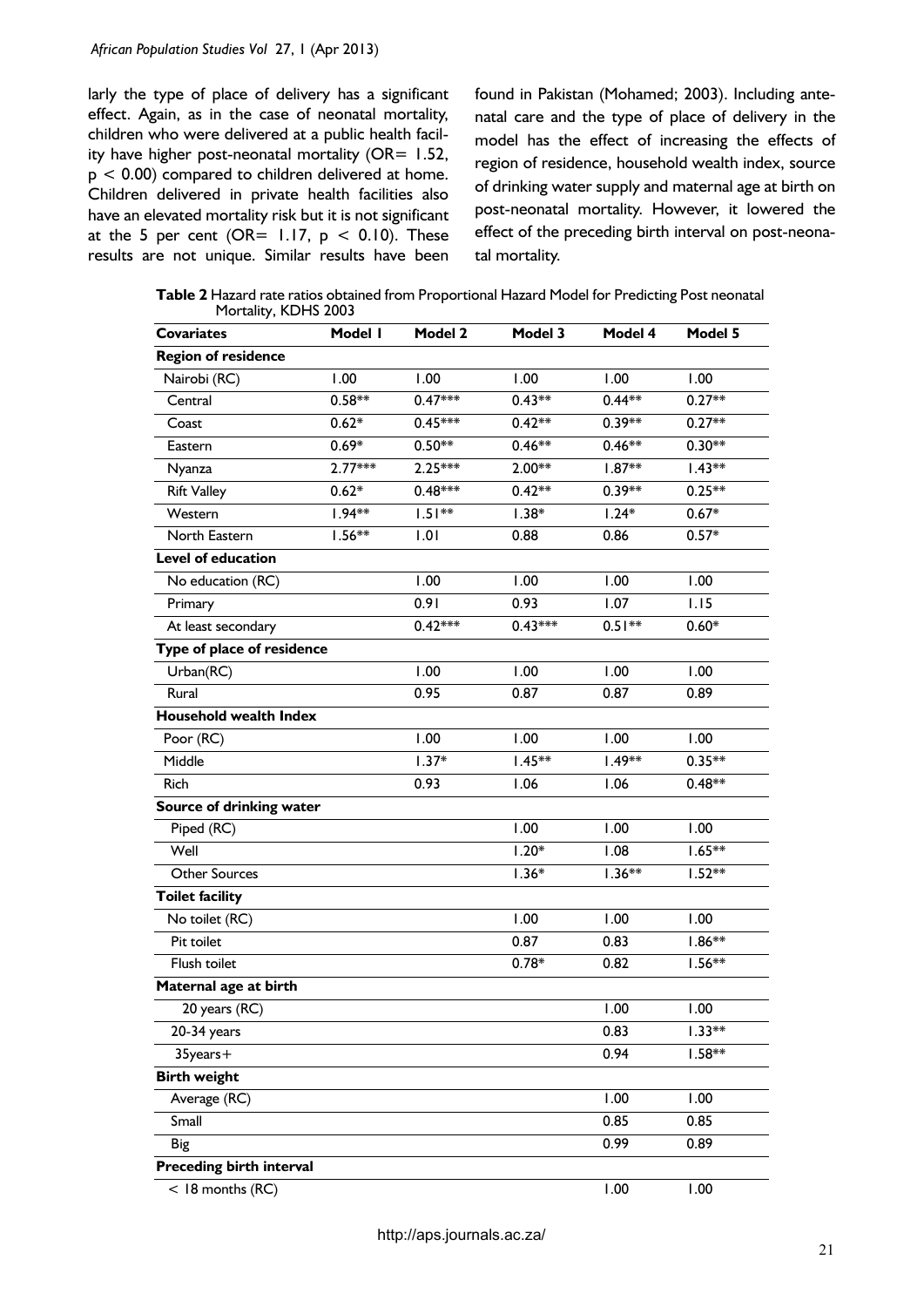larly the type of place of delivery has a significant effect. Again, as in the case of neonatal mortality, children who were delivered at a public health facility have higher post-neonatal mortality (OR= 1.52, $p < 0.00$) compared to children delivered at home. Children delivered in private health facilities also have an elevated mortality risk but it is not significant at the 5 per cent (OR= 1.17, $p < 0.10$). These results are not unique. Similar results have been found in Pakistan (Mohamed; 2003). Including antenatal care and the type of place of delivery in the model has the effect of increasing the effects of region of residence, household wealth index, source of drinking water supply and maternal age at birth on post-neonatal mortality. However, it lowered the effect of the preceding birth interval on post-neonatal mortality.

**Table 2** Hazard rate ratios obtained from Proportional Hazard Model for Predicting Post neonatal Mortality, KDHS 2003

| Covariates | Model 1 | Model 2 | Model 3 | Model 4 | Model 5 |
|---|---|---|---|---|---|
| **Region of residence** | | | | | |
| Nairobi (RC) | 1.00 | 1.00 | 1.00 | 1.00 | 1.00 |
| Central | 0.58** | 0.47*** | 0.43** | 0.44** | 0.27** |
| Coast | 0.62* | 0.45*** | 0.42** | 0.39** | 0.27** |
| Eastern | 0.69* | 0.50** | 0.46** | 0.46** | 0.30** |
| Nyanza | 2.77*** | 2.25*** | 2.00** | 1.87** | 1.43** |
| Rift Valley | 0.62* | 0.48*** | 0.42** | 0.39** | 0.25** |
| Western | 1.94** | 1.51** | 1.38* | 1.24* | 0.67* |
| North Eastern | 1.56** | 1.01 | 0.88 | 0.86 | 0.57* |
| **Level of education** | | | | | |
| No education (RC) | | 1.00 | 1.00 | 1.00 | 1.00 |
| Primary | | 0.91 | 0.93 | 1.07 | 1.15 |
| At least secondary | | 0.42*** | 0.43*** | 0.51** | 0.60* |
| **Type of place of residence** | | | | | |
| Urban(RC) | | 1.00 | 1.00 | 1.00 | 1.00 |
| Rural | | 0.95 | 0.87 | 0.87 | 0.89 |
| **Household wealth Index** | | | | | |
| Poor (RC) | | 1.00 | 1.00 | 1.00 | 1.00 |
| Middle | | 1.37* | 1.45** | 1.49** | 0.35** |
| Rich | | 0.93 | 1.06 | 1.06 | 0.48** |
| **Source of drinking water** | | | | | |
| Piped (RC) | | | 1.00 | 1.00 | 1.00 |
| Well | | | 1.20* | 1.08 | 1.65** |
| Other Sources | | | 1.36* | 1.36** | 1.52** |
| **Toilet facility** | | | | | |
| No toilet (RC) | | | 1.00 | 1.00 | 1.00 |
| Pit toilet | | | 0.87 | 0.83 | 1.86** |
| Flush toilet | | | 0.78* | 0.82 | 1.56** |
| **Maternal age at birth** | | | | | |
| 20 years (RC) | | | | 1.00 | 1.00 |
| 20-34 years | | | | 0.83 | 1.33** |
| 35years+ | | | | 0.94 | 1.58** |
| **Birth weight** | | | | | |
| Average (RC) | | | | 1.00 | 1.00 |
| Small | | | | 0.85 | 0.85 |
| Big | | | | 0.99 | 0.89 |
| **Preceding birth interval** | | | | | |
| < 18 months (RC) | | | | 1.00 | 1.00 |

http://aps.journals.ac.za/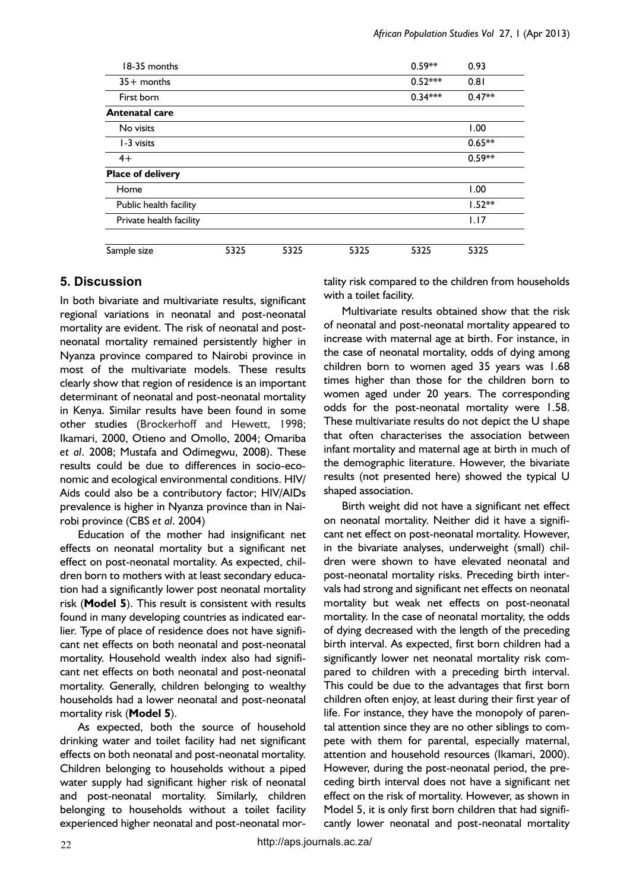| | | | | | |
|---|---|---|---|---|---|
| 18-35 months | | | | 0.59** | 0.93 |
| 35+ months | | | | 0.52*** | 0.81 |
| First born | | | | 0.34*** | 0.47** |
| **Antenatal care** | | | | | |
| No visits | | | | | 1.00 |
| 1-3 visits | | | | | 0.65** |
| 4+ | | | | | 0.59** |
| **Place of delivery** | | | | | |
| Home | | | | | 1.00 |
| Public health facility | | | | | 1.52** |
| Private health facility | | | | | 1.17 |
| Sample size | 5325 | 5325 | 5325 | 5325 | 5325 |

## 5. Discussion

In both bivariate and multivariate results, significant regional variations in neonatal and post-neonatal mortality are evident. The risk of neonatal and post-neonatal mortality remained persistently higher in Nyanza province compared to Nairobi province in most of the multivariate models. These results clearly show that region of residence is an important determinant of neonatal and post-neonatal mortality in Kenya. Similar results have been found in some other studies (Brockerhoff and Hewett, 1998; Ikamari, 2000, Otieno and Omollo, 2004; Omariba *et al*. 2008; Mustafa and Odimegwu, 2008). These results could be due to differences in socio-economic and ecological environmental conditions. HIV/Aids could also be a contributory factor; HIV/AIDs prevalence is higher in Nyanza province than in Nairobi province (CBS *et al*. 2004)

Education of the mother had insignificant net effects on neonatal mortality but a significant net effect on post-neonatal mortality. As expected, children born to mothers with at least secondary education had a significantly lower post neonatal mortality risk (**Model 5**). This result is consistent with results found in many developing countries as indicated earlier. Type of place of residence does not have significant net effects on both neonatal and post-neonatal mortality. Household wealth index also had significant net effects on both neonatal and post-neonatal mortality. Generally, children belonging to wealthy households had a lower neonatal and post-neonatal mortality risk (**Model 5**).

As expected, both the source of household drinking water and toilet facility had net significant effects on both neonatal and post-neonatal mortality. Children belonging to households without a piped water supply had significant higher risk of neonatal and post-neonatal mortality. Similarly, children belonging to households without a toilet facility experienced higher neonatal and post-neonatal mortality risk compared to the children from households with a toilet facility.

Multivariate results obtained show that the risk of neonatal and post-neonatal mortality appeared to increase with maternal age at birth. For instance, in the case of neonatal mortality, odds of dying among children born to women aged 35 years was 1.68 times higher than those for the children born to women aged under 20 years. The corresponding odds for the post-neonatal mortality were 1.58. These multivariate results do not depict the U shape that often characterises the association between infant mortality and maternal age at birth in much of the demographic literature. However, the bivariate results (not presented here) showed the typical U shaped association.

Birth weight did not have a significant net effect on neonatal mortality. Neither did it have a significant net effect on post-neonatal mortality. However, in the bivariate analyses, underweight (small) children were shown to have elevated neonatal and post-neonatal mortality risks. Preceding birth intervals had strong and significant net effects on neonatal mortality but weak net effects on post-neonatal mortality. In the case of neonatal mortality, the odds of dying decreased with the length of the preceding birth interval. As expected, first born children had a significantly lower net neonatal mortality risk compared to children with a preceding birth interval. This could be due to the advantages that first born children often enjoy, at least during their first year of life. For instance, they have the monopoly of parental attention since they are no other siblings to compete with them for parental, especially maternal, attention and household resources (Ikamari, 2000). However, during the post-neonatal period, the preceding birth interval does not have a significant net effect on the risk of mortality. However, as shown in Model 5, it is only first born children that had significantly lower neonatal and post-neonatal mortality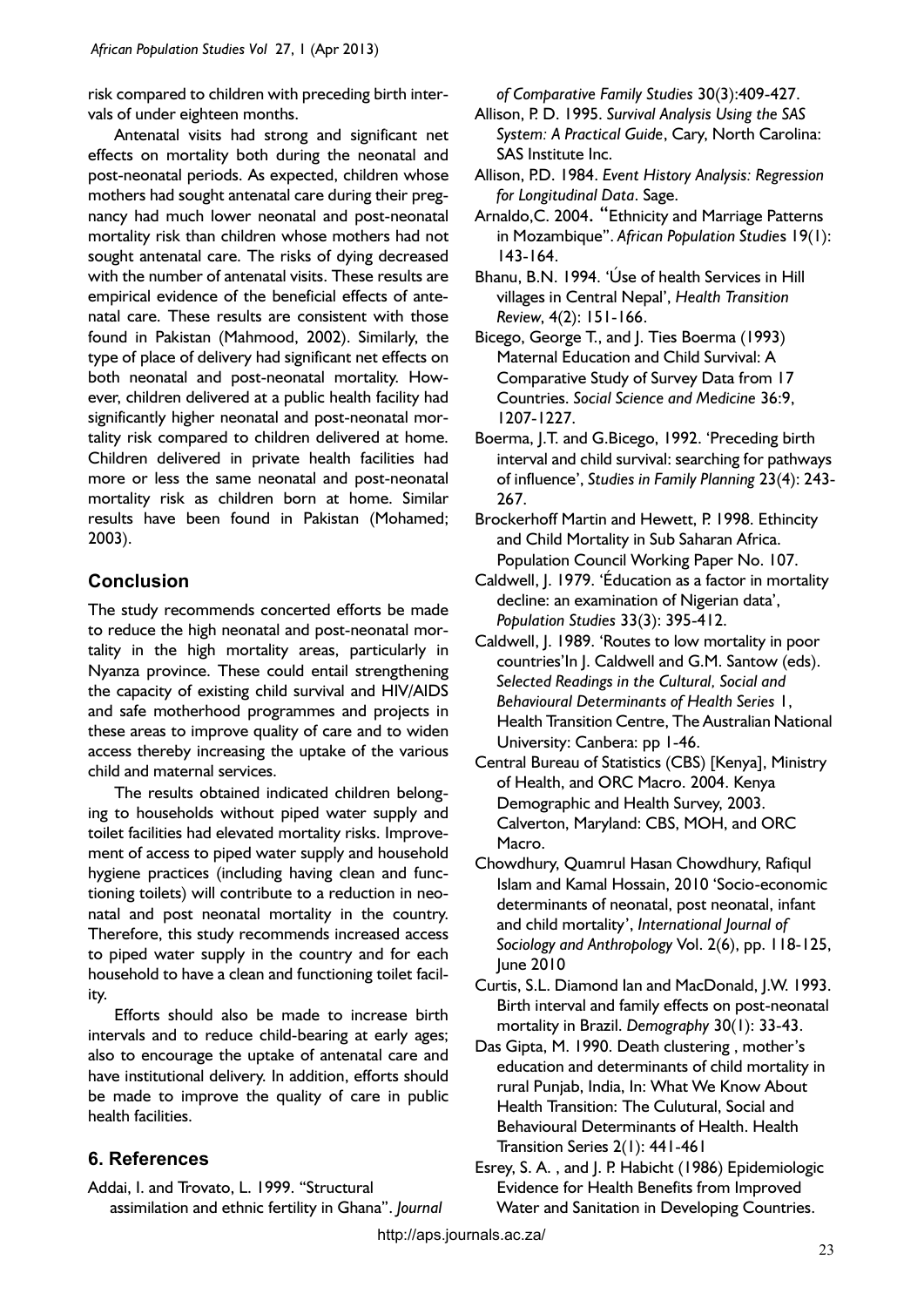risk compared to children with preceding birth intervals of under eighteen months.

Antenatal visits had strong and significant net effects on mortality both during the neonatal and post-neonatal periods. As expected, children whose mothers had sought antenatal care during their pregnancy had much lower neonatal and post-neonatal mortality risk than children whose mothers had not sought antenatal care. The risks of dying decreased with the number of antenatal visits. These results are empirical evidence of the beneficial effects of antenatal care. These results are consistent with those found in Pakistan (Mahmood, 2002). Similarly, the type of place of delivery had significant net effects on both neonatal and post-neonatal mortality. However, children delivered at a public health facility had significantly higher neonatal and post-neonatal mortality risk compared to children delivered at home. Children delivered in private health facilities had more or less the same neonatal and post-neonatal mortality risk as children born at home. Similar results have been found in Pakistan (Mohamed; 2003).

## Conclusion

The study recommends concerted efforts be made to reduce the high neonatal and post-neonatal mortality in the high mortality areas, particularly in Nyanza province. These could entail strengthening the capacity of existing child survival and HIV/AIDS and safe motherhood programmes and projects in these areas to improve quality of care and to widen access thereby increasing the uptake of the various child and maternal services.

The results obtained indicated children belonging to households without piped water supply and toilet facilities had elevated mortality risks. Improvement of access to piped water supply and household hygiene practices (including having clean and functioning toilets) will contribute to a reduction in neonatal and post neonatal mortality in the country. Therefore, this study recommends increased access to piped water supply in the country and for each household to have a clean and functioning toilet facility.

Efforts should also be made to increase birth intervals and to reduce child-bearing at early ages; also to encourage the uptake of antenatal care and have institutional delivery. In addition, efforts should be made to improve the quality of care in public health facilities.

## 6. References

Addai, I. and Trovato, L. 1999. "Structural assimilation and ethnic fertility in Ghana". *Journal of Comparative Family Studies* 30(3):409-427.

Allison, P. D. 1995. *Survival Analysis Using the SAS System: A Practical Guide*, Cary, North Carolina: SAS Institute Inc.

Allison, P.D. 1984. *Event History Analysis: Regression for Longitudinal Data*. Sage.

Arnaldo,C. 2004. "Ethnicity and Marriage Patterns in Mozambique". *African Population Studies* 19(1): 143-164.

Bhanu, B.N. 1994. 'Úse of health Services in Hill villages in Central Nepal', *Health Transition Review*, 4(2): 151-166.

Bicego, George T., and J. Ties Boerma (1993) Maternal Education and Child Survival: A Comparative Study of Survey Data from 17 Countries. *Social Science and Medicine* 36:9, 1207-1227.

Boerma, J.T. and G.Bicego, 1992. 'Preceding birth interval and child survival: searching for pathways of influence', *Studies in Family Planning* 23(4): 243-267.

Brockerhoff Martin and Hewett, P. 1998. Ethincity and Child Mortality in Sub Saharan Africa. Population Council Working Paper No. 107.

Caldwell, J. 1979. 'Éducation as a factor in mortality decline: an examination of Nigerian data', *Population Studies* 33(3): 395-412.

Caldwell, J. 1989. 'Routes to low mortality in poor countries'In J. Caldwell and G.M. Santow (eds). *Selected Readings in the Cultural, Social and Behavioural Determinants of Health Series* 1, Health Transition Centre, The Australian National University: Canbera: pp 1-46.

Central Bureau of Statistics (CBS) [Kenya], Ministry of Health, and ORC Macro. 2004. Kenya Demographic and Health Survey, 2003. Calverton, Maryland: CBS, MOH, and ORC Macro.

Chowdhury, Quamrul Hasan Chowdhury, Rafiqul Islam and Kamal Hossain, 2010 'Socio-economic determinants of neonatal, post neonatal, infant and child mortality', *International Journal of Sociology and Anthropology* Vol. 2(6), pp. 118-125, June 2010

Curtis, S.L. Diamond Ian and MacDonald, J.W. 1993. Birth interval and family effects on post-neonatal mortality in Brazil. *Demography* 30(1): 33-43.

Das Gipta, M. 1990. Death clustering , mother's education and determinants of child mortality in rural Punjab, India, In: What We Know About Health Transition: The Cutural, Social and Behavioural Determinants of Health. Health Transition Series 2(1): 441-461

Esrey, S. A. , and J. P. Habicht (1986) Epidemiologic Evidence for Health Benefits from Improved Water and Sanitation in Developing Countries.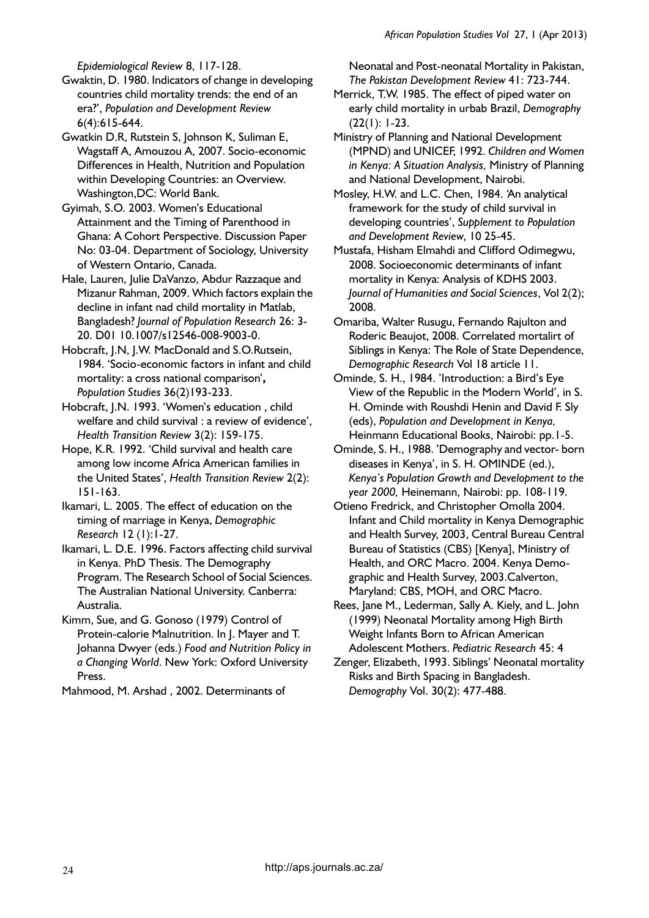*Epidemiological Review* 8, 117-128.

Gwaktin, D. 1980. Indicators of change in developing countries child mortality trends: the end of an era?', *Population and Development Review* 6(4):615-644.

Gwatkin D.R, Rutstein S, Johnson K, Suliman E, Wagstaff A, Amouzou A, 2007. Socio-economic Differences in Health, Nutrition and Population within Developing Countries: an Overview. Washington,DC: World Bank.

Gyimah, S.O. 2003. Women's Educational Attainment and the Timing of Parenthood in Ghana: A Cohort Perspective. Discussion Paper No: 03-04. Department of Sociology, University of Western Ontario, Canada.

Hale, Lauren, Julie DaVanzo, Abdur Razzaque and Mizanur Rahman, 2009. Which factors explain the decline in infant nad child mortality in Matlab, Bangladesh? *Journal of Population Research* 26: 3-20. D01 10.1007/s12546-008-9003-0.

Hobcraft, J.N, J.W. MacDonald and S.O.Rutsein, 1984. 'Socio-economic factors in infant and child mortality: a cross national comparison', *Population Studies* 36(2)193-233.

Hobcraft, J.N. 1993. 'Women's education , child welfare and child survival : a review of evidence', *Health Transition Review* 3(2): 159-175.

Hope, K.R. 1992. 'Child survival and health care among low income Africa American families in the United States', *Health Transition Review* 2(2): 151-163.

Ikamari, L. 2005. The effect of education on the timing of marriage in Kenya, *Demographic Research* 12 (1):1-27.

Ikamari, L. D.E. 1996. Factors affecting child survival in Kenya. PhD Thesis. The Demography Program. The Research School of Social Sciences. The Australian National University. Canberra: Australia.

Kimm, Sue, and G. Gonoso (1979) Control of Protein-calorie Malnutrition. In J. Mayer and T. Johanna Dwyer (eds.) *Food and Nutrition Policy in a Changing World*. New York: Oxford University Press.

Mahmood, M. Arshad , 2002. Determinants of Neonatal and Post-neonatal Mortality in Pakistan, *The Pakistan Development Review* 41: 723-744.

Merrick, T.W. 1985. The effect of piped water on early child mortality in urbab Brazil, *Demography* (22(1): 1-23.

Ministry of Planning and National Development (MPND) and UNICEF, 1992. *Children and Women in Kenya: A Situation Analysis,* Ministry of Planning and National Development, Nairobi.

Mosley, H.W. and L.C. Chen, 1984. 'An analytical framework for the study of child survival in developing countries', *Supplement to Population and Development Review*, 10 25-45.

Mustafa, Hisham Elmahdi and Clifford Odimegwu, 2008. Socioeconomic determinants of infant mortality in Kenya: Analysis of KDHS 2003. *Journal of Humanities and Social Sciences*, Vol 2(2); 2008.

Omariba, Walter Rusugu, Fernando Rajulton and Roderic Beaujot, 2008. Correlated mortalirt of Siblings in Kenya: The Role of State Dependence, *Demographic Research* Vol 18 article 11.

Ominde, S. H., 1984. 'Introduction: a Bird's Eye View of the Republic in the Modern World', in S. H. Ominde with Roushdi Henin and David F. Sly (eds), *Population and Development in Kenya,* Heinmann Educational Books, Nairobi: pp.1-5.

Ominde, S. H., 1988. 'Demography and vector- born diseases in Kenya', in S. H. OMINDE (ed.), *Kenya's Population Growth and Development to the year 2000,* Heinemann, Nairobi: pp. 108-119.

Otieno Fredrick, and Christopher Omolla 2004. Infant and Child mortality in Kenya Demographic and Health Survey, 2003, Central Bureau Central Bureau of Statistics (CBS) [Kenya], Ministry of Health, and ORC Macro. 2004. Kenya Demographic and Health Survey, 2003.Calverton, Maryland: CBS, MOH, and ORC Macro.

Rees, Jane M., Lederman, Sally A. Kiely, and L. John (1999) Neonatal Mortality among High Birth Weight Infants Born to African American Adolescent Mothers. *Pediatric Research* 45: 4

Zenger, Elizabeth, 1993. Siblings' Neonatal mortality Risks and Birth Spacing in Bangladesh. *Demography* Vol. 30(2): 477-488.